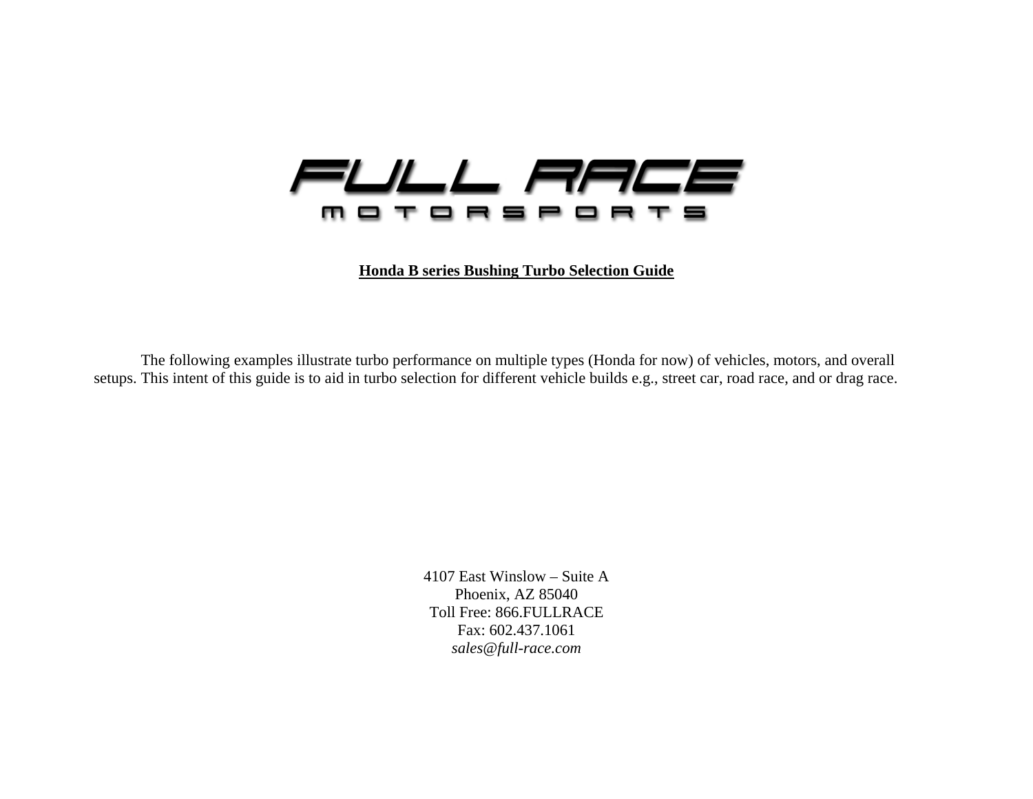FULL RACE

MOTORSPORTS

**Honda B series Bushing Turbo Selection Guide**

The following examples illustrate turbo performance on multiple types (Honda for now) of vehicles, motors, and overall setups. This intent of this guide is to aid in turbo selection for different vehicle builds e.g., street car, road race, and or drag race.

4107 East Winslow – Suite A
Phoenix, AZ 85040
Toll Free: 866.FULLRACE
Fax: 602.437.1061
*sales@full-race.com*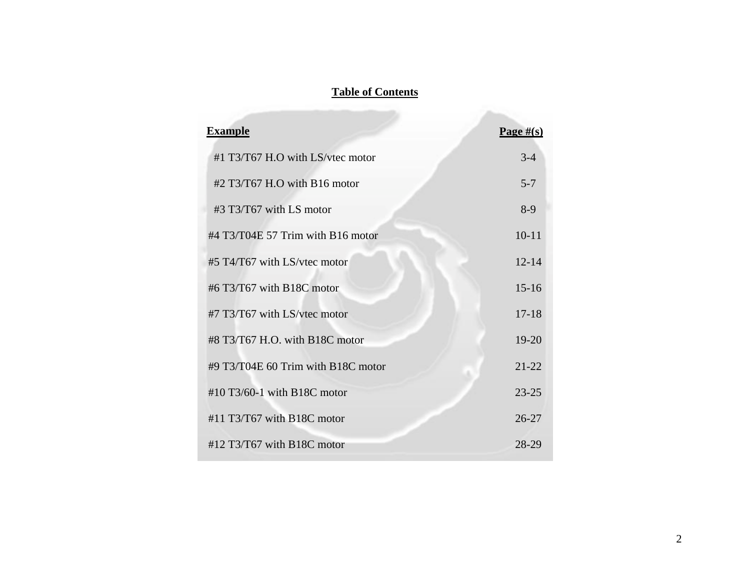**Table of Contents**

| Example | Page #(s) |
| --- | --- |
| #1 T3/T67 H.O with LS/vtec motor | 3-4 |
| #2 T3/T67 H.O with B16 motor | 5-7 |
| #3 T3/T67 with LS motor | 8-9 |
| #4 T3/T04E 57 Trim with B16 motor | 10-11 |
| #5 T4/T67 with LS/vtec motor | 12-14 |
| #6 T3/T67 with B18C motor | 15-16 |
| #7 T3/T67 with LS/vtec motor | 17-18 |
| #8 T3/T67 H.O. with B18C motor | 19-20 |
| #9 T3/T04E 60 Trim with B18C motor | 21-22 |
| #10 T3/60-1 with B18C motor | 23-25 |
| #11 T3/T67 with B18C motor | 26-27 |
| #12 T3/T67 with B18C motor | 28-29 |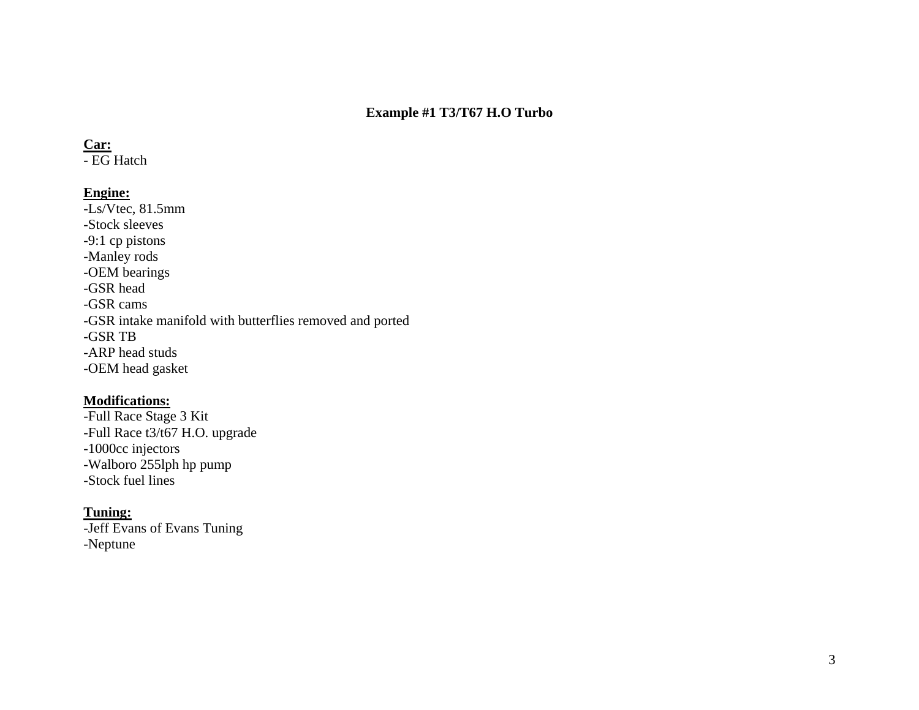## Example #1 T3/T67 H.O Turbo

**Car:**
- EG Hatch

**Engine:**
-Ls/Vtec, 81.5mm
-Stock sleeves
-9:1 cp pistons
-Manley rods
-OEM bearings
-GSR head
-GSR cams
-GSR intake manifold with butterflies removed and ported
-GSR TB
-ARP head studs
-OEM head gasket

**Modifications:**
-Full Race Stage 3 Kit
-Full Race t3/t67 H.O. upgrade
-1000cc injectors
-Walboro 255lph hp pump
-Stock fuel lines

**Tuning:**
-Jeff Evans of Evans Tuning
-Neptune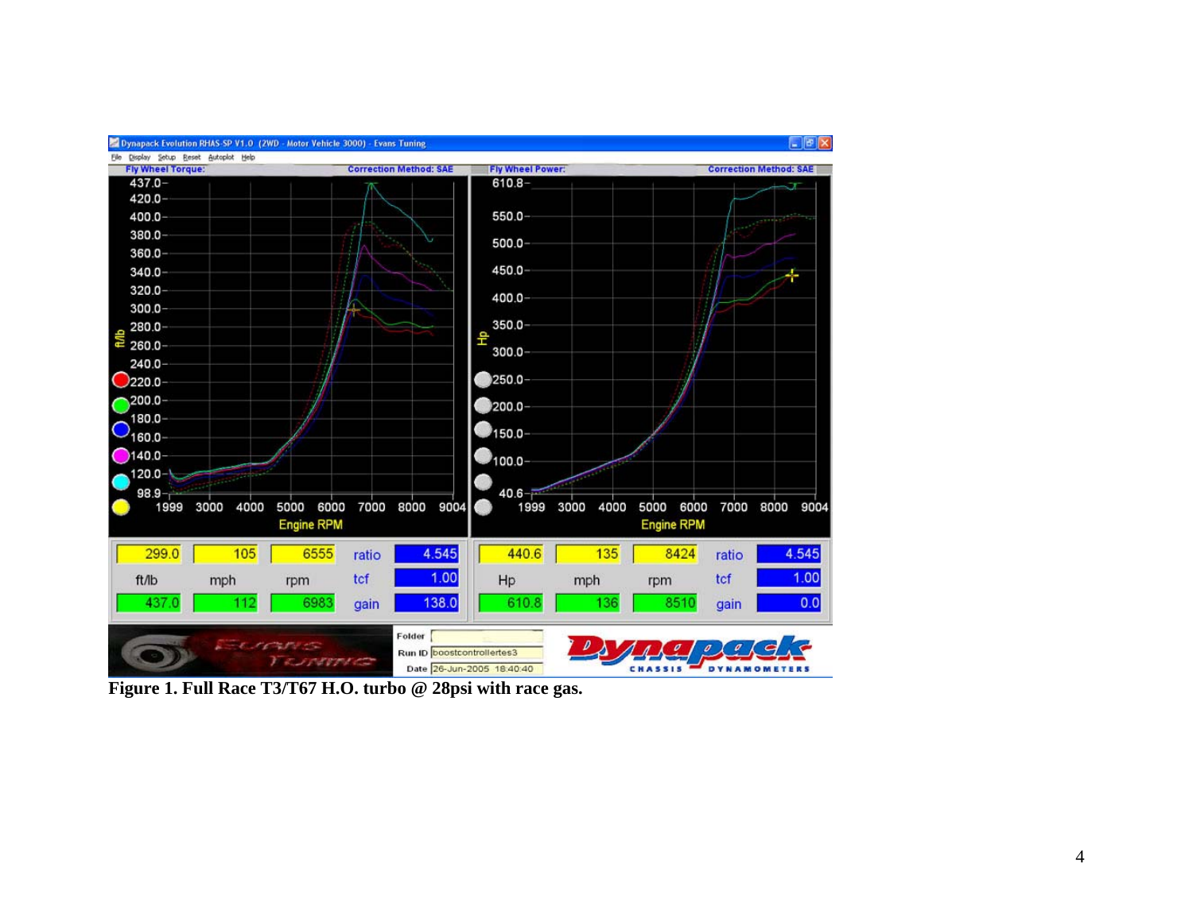**Figure 1. Full Race T3/T67 H.O. turbo @ 28psi with race gas.**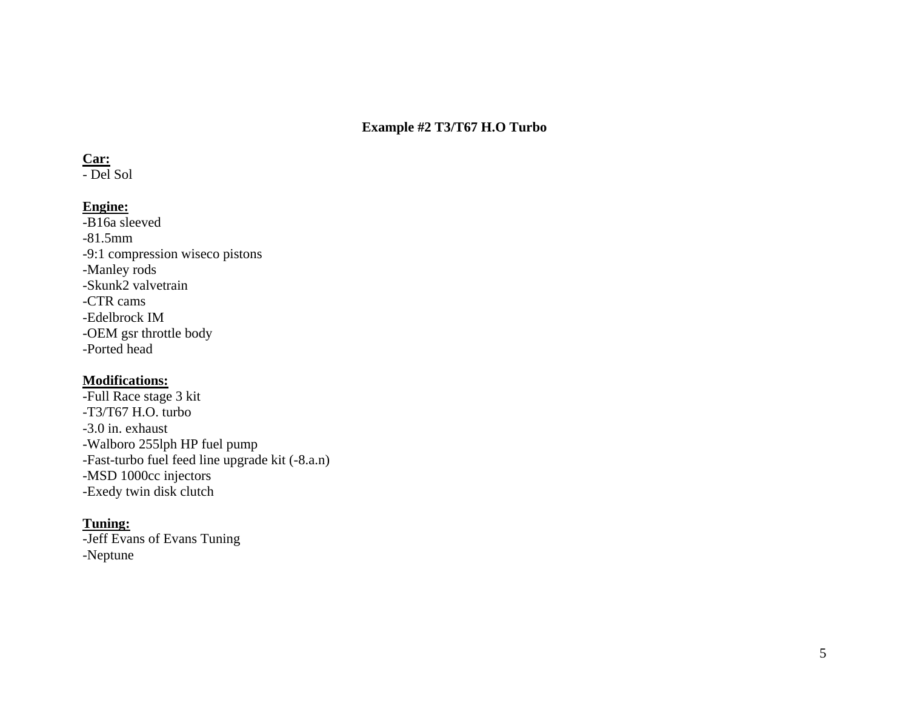**Example #2 T3/T67 H.O Turbo**

**Car:**
- Del Sol

**Engine:**
-B16a sleeved
-81.5mm
-9:1 compression wiseco pistons
-Manley rods
-Skunk2 valvetrain
-CTR cams
-Edelbrock IM
-OEM gsr throttle body
-Ported head

**Modifications:**
-Full Race stage 3 kit
-T3/T67 H.O. turbo
-3.0 in. exhaust
-Walboro 255lph HP fuel pump
-Fast-turbo fuel feed line upgrade kit (-8.a.n)
-MSD 1000cc injectors
-Exedy twin disk clutch

**Tuning:**
-Jeff Evans of Evans Tuning
-Neptune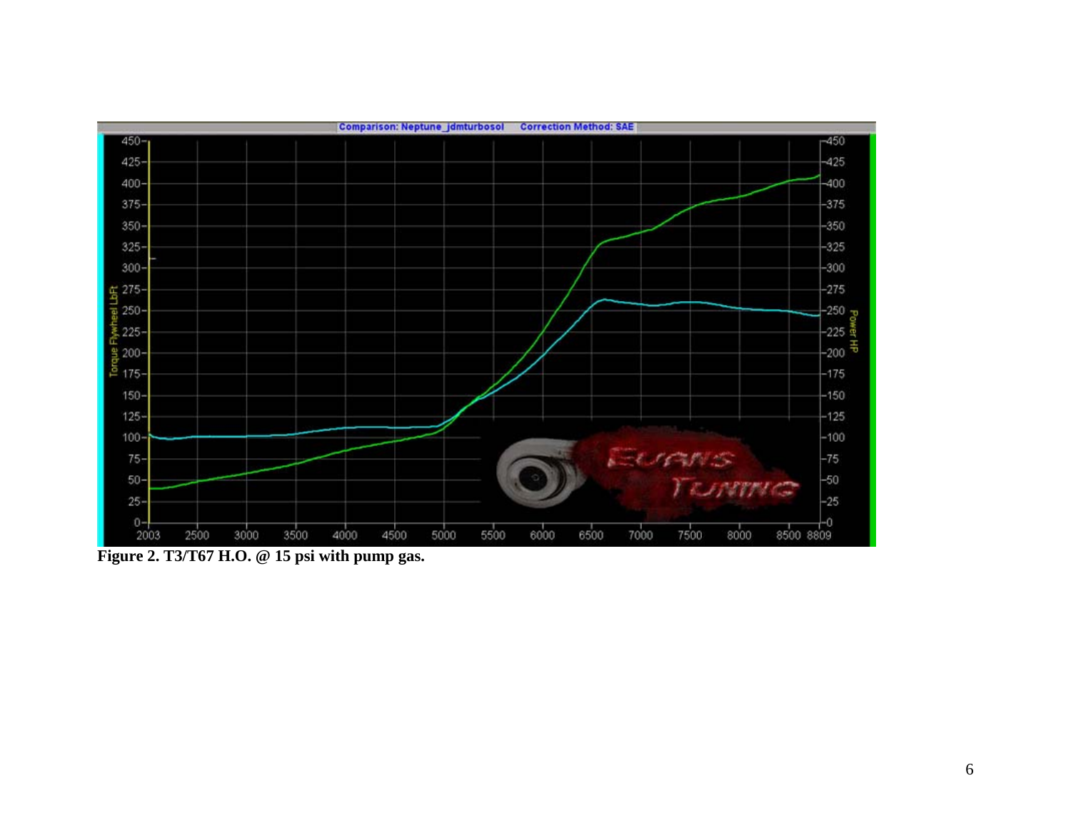**Figure 2. T3/T67 H.O. @ 15 psi with pump gas.**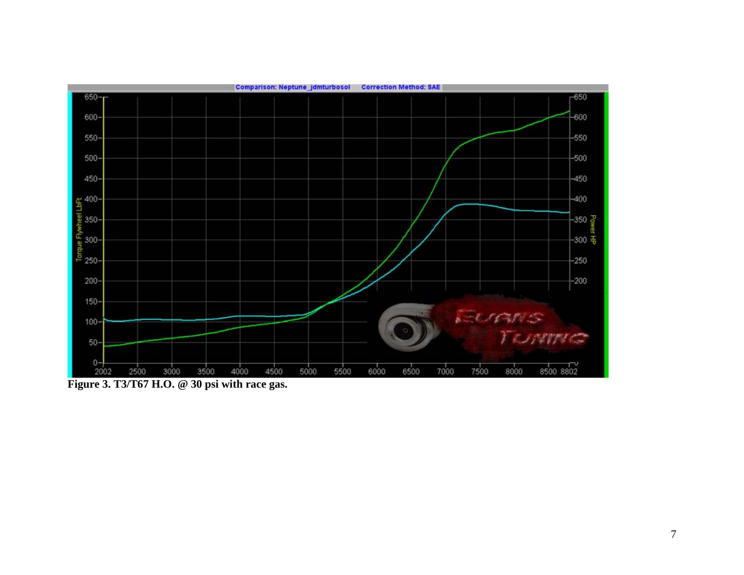Figure 3. T3/T67 H.O. @ 30 psi with race gas.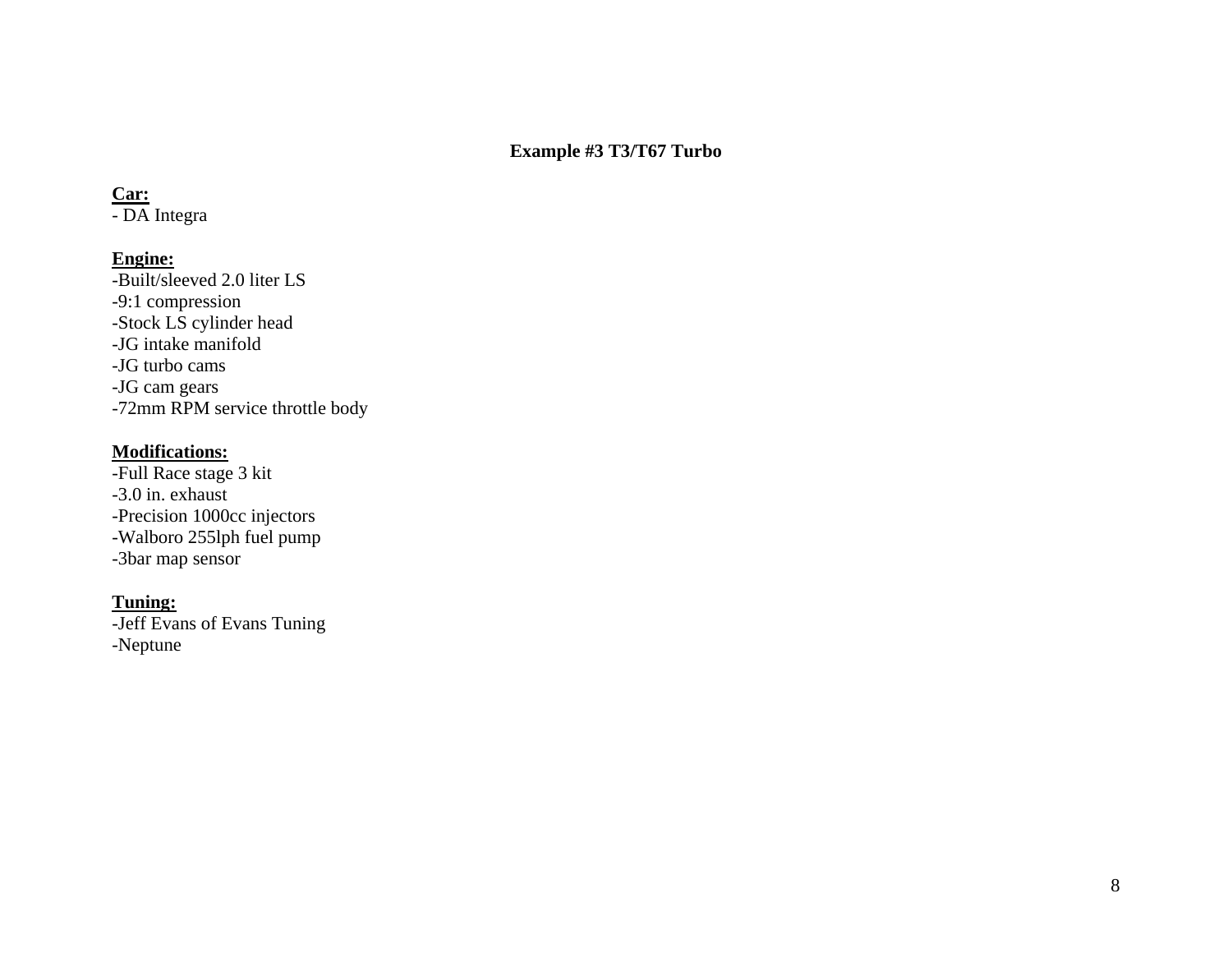## Example #3 T3/T67 Turbo

**Car:**
- DA Integra

**Engine:**
-Built/sleeved 2.0 liter LS
-9:1 compression
-Stock LS cylinder head
-JG intake manifold
-JG turbo cams
-JG cam gears
-72mm RPM service throttle body

**Modifications:**
-Full Race stage 3 kit
-3.0 in. exhaust
-Precision 1000cc injectors
-Walboro 255lph fuel pump
-3bar map sensor

**Tuning:**
-Jeff Evans of Evans Tuning
-Neptune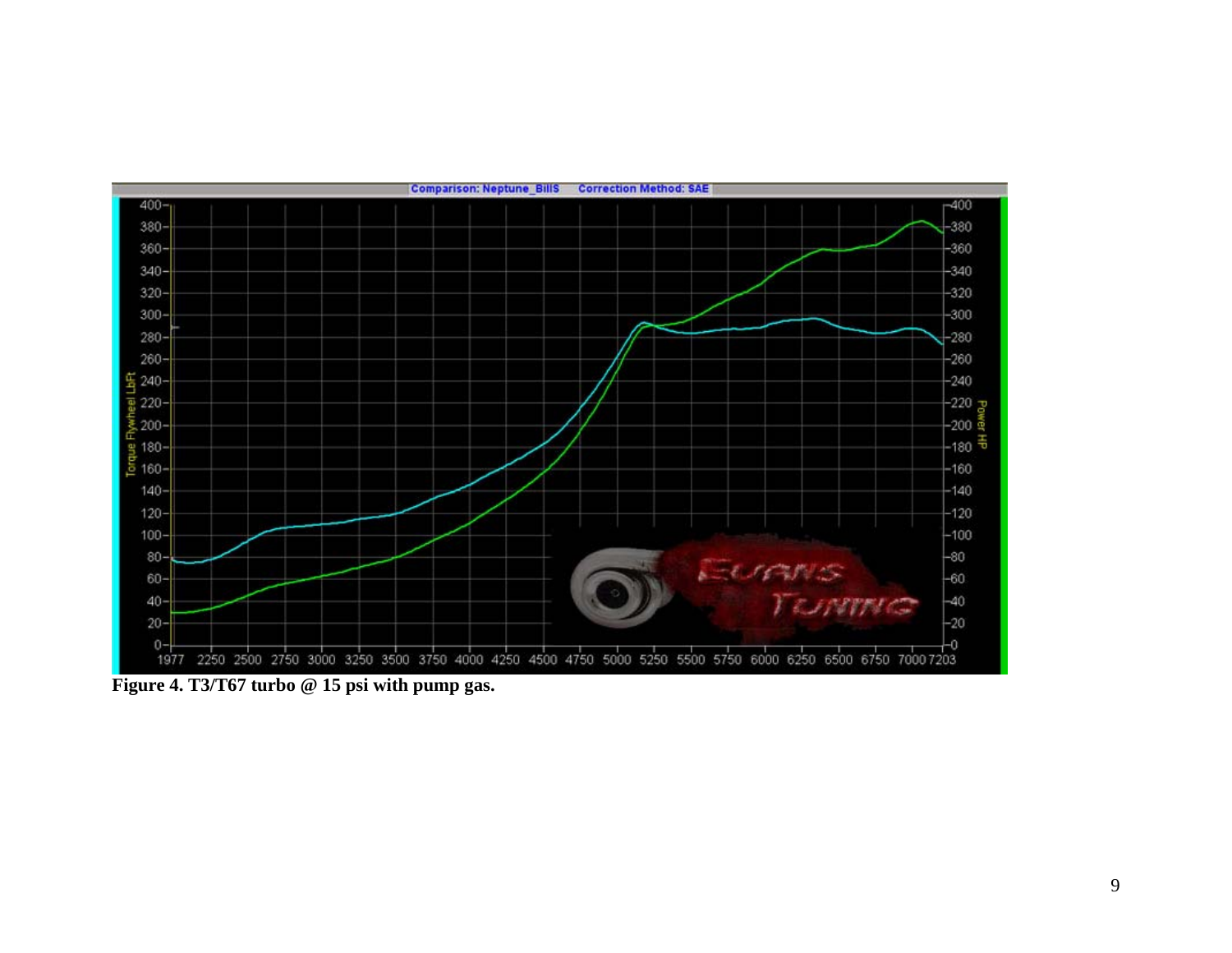**Figure 4. T3/T67 turbo @ 15 psi with pump gas.**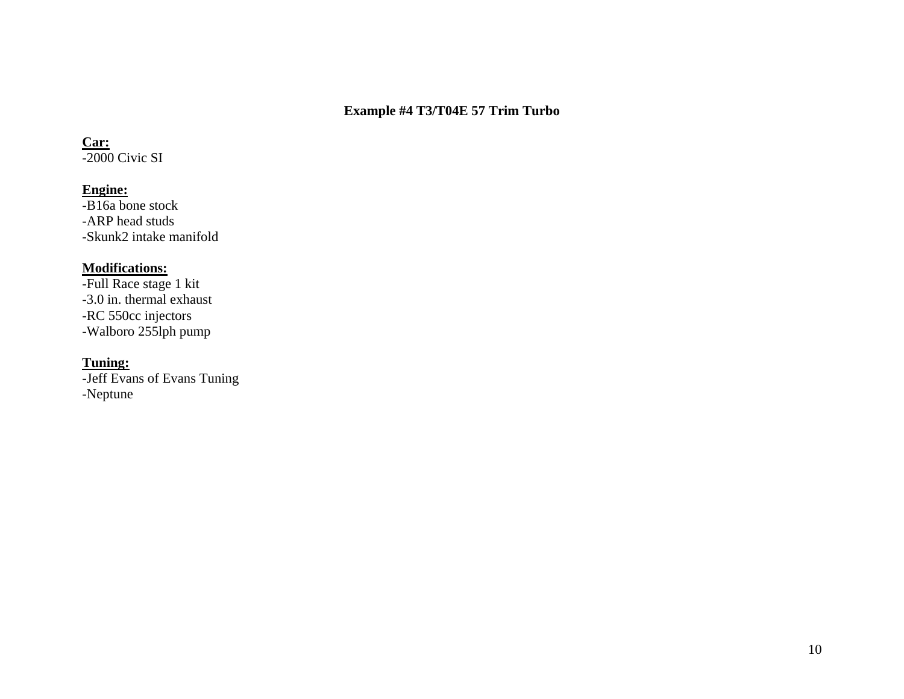**Example #4 T3/T04E 57 Trim Turbo**

**Car:**
-2000 Civic SI

**Engine:**
-B16a bone stock
-ARP head studs
-Skunk2 intake manifold

**Modifications:**
-Full Race stage 1 kit
-3.0 in. thermal exhaust
-RC 550cc injectors
-Walboro 255lph pump

**Tuning:**
-Jeff Evans of Evans Tuning
-Neptune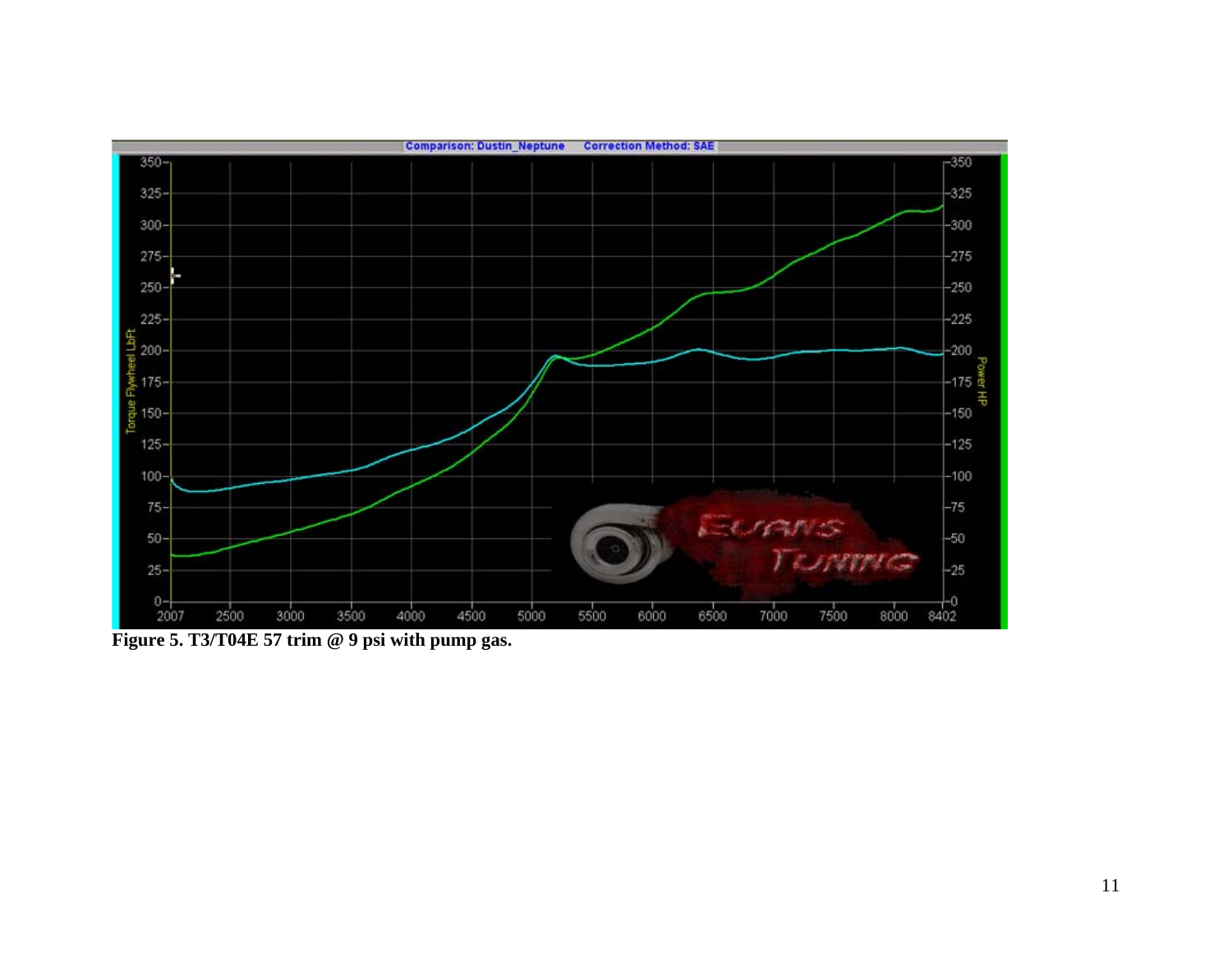Figure 5. T3/T04E 57 trim @ 9 psi with pump gas.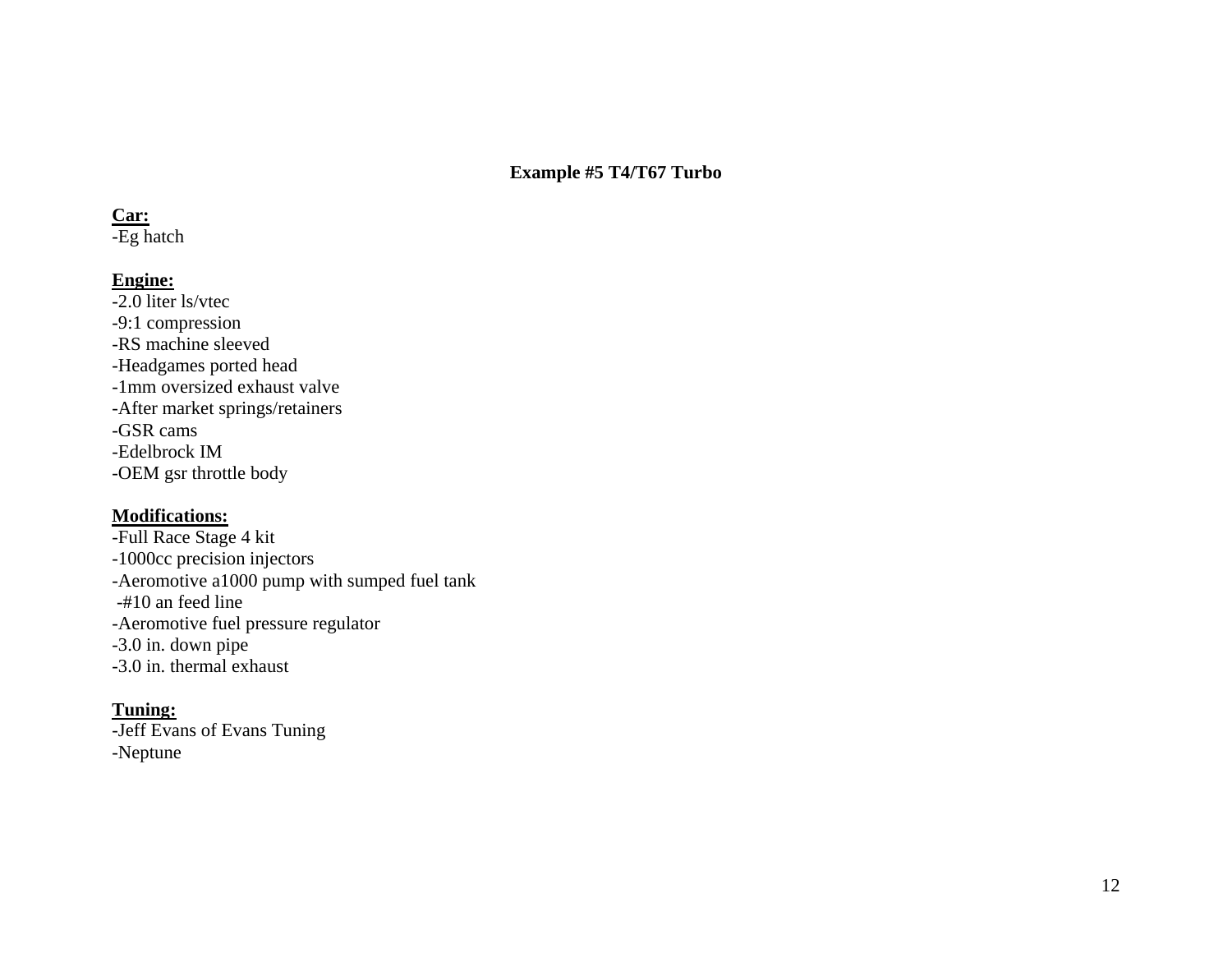## Example #5 T4/T67 Turbo

**Car:**
-Eg hatch

**Engine:**
-2.0 liter ls/vtec
-9:1 compression
-RS machine sleeved
-Headgames ported head
-1mm oversized exhaust valve
-After market springs/retainers
-GSR cams
-Edelbrock IM
-OEM gsr throttle body

**Modifications:**
-Full Race Stage 4 kit
-1000cc precision injectors
-Aeromotive a1000 pump with sumped fuel tank
-#10 an feed line
-Aeromotive fuel pressure regulator
-3.0 in. down pipe
-3.0 in. thermal exhaust

**Tuning:**
-Jeff Evans of Evans Tuning
-Neptune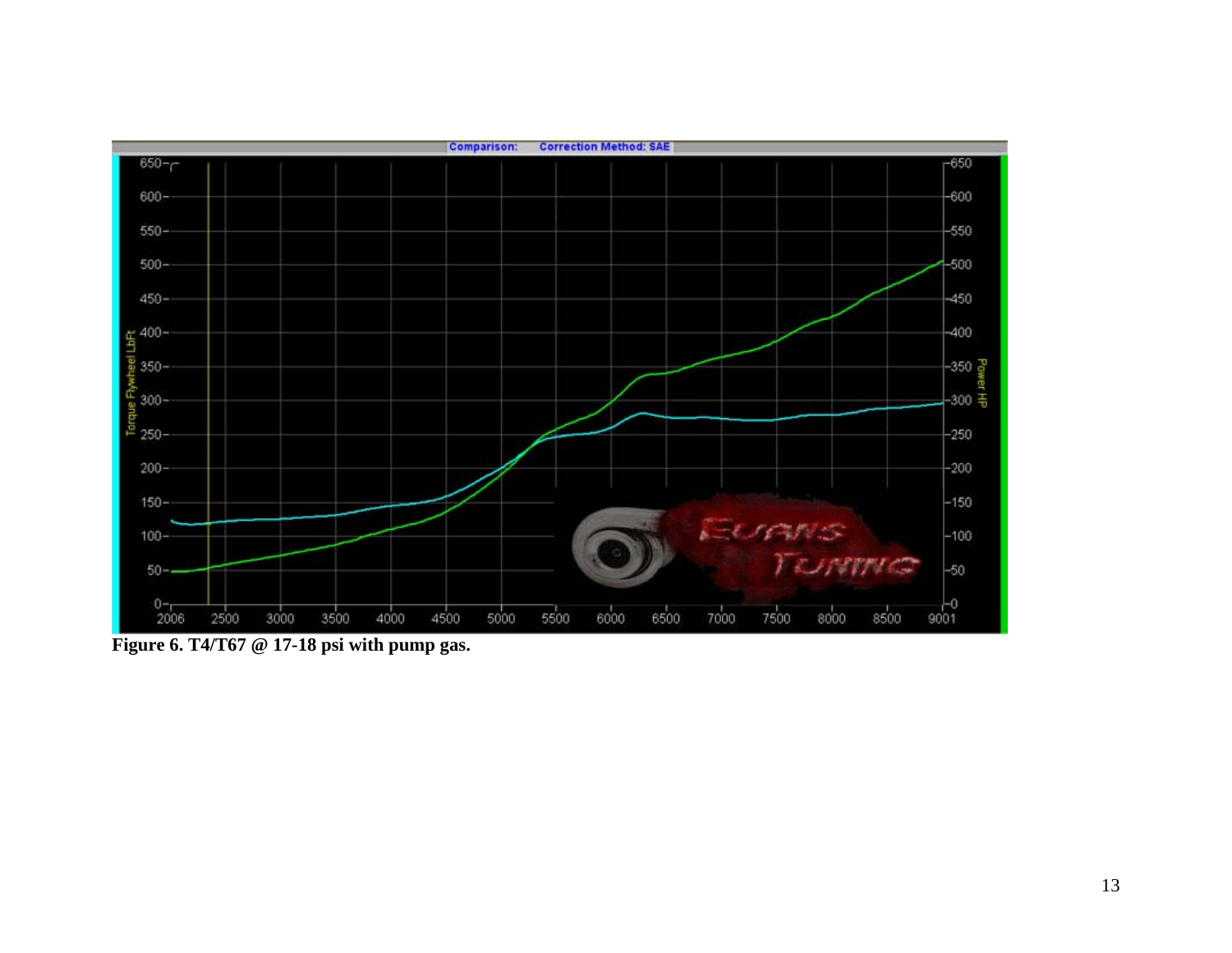**Figure 6. T4/T67 @ 17-18 psi with pump gas.**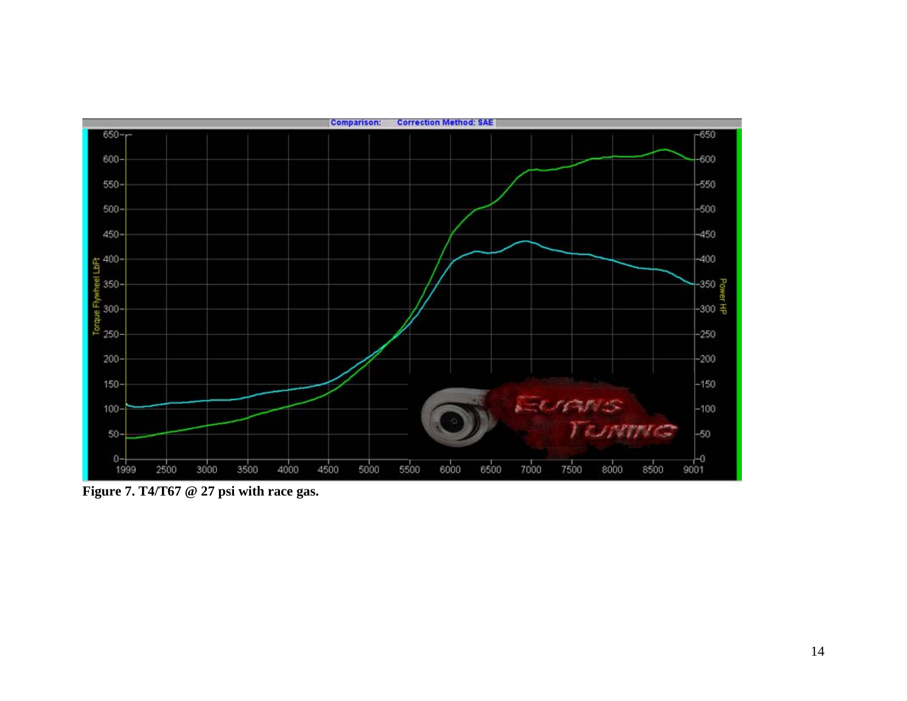**Figure 7. T4/T67 @ 27 psi with race gas.**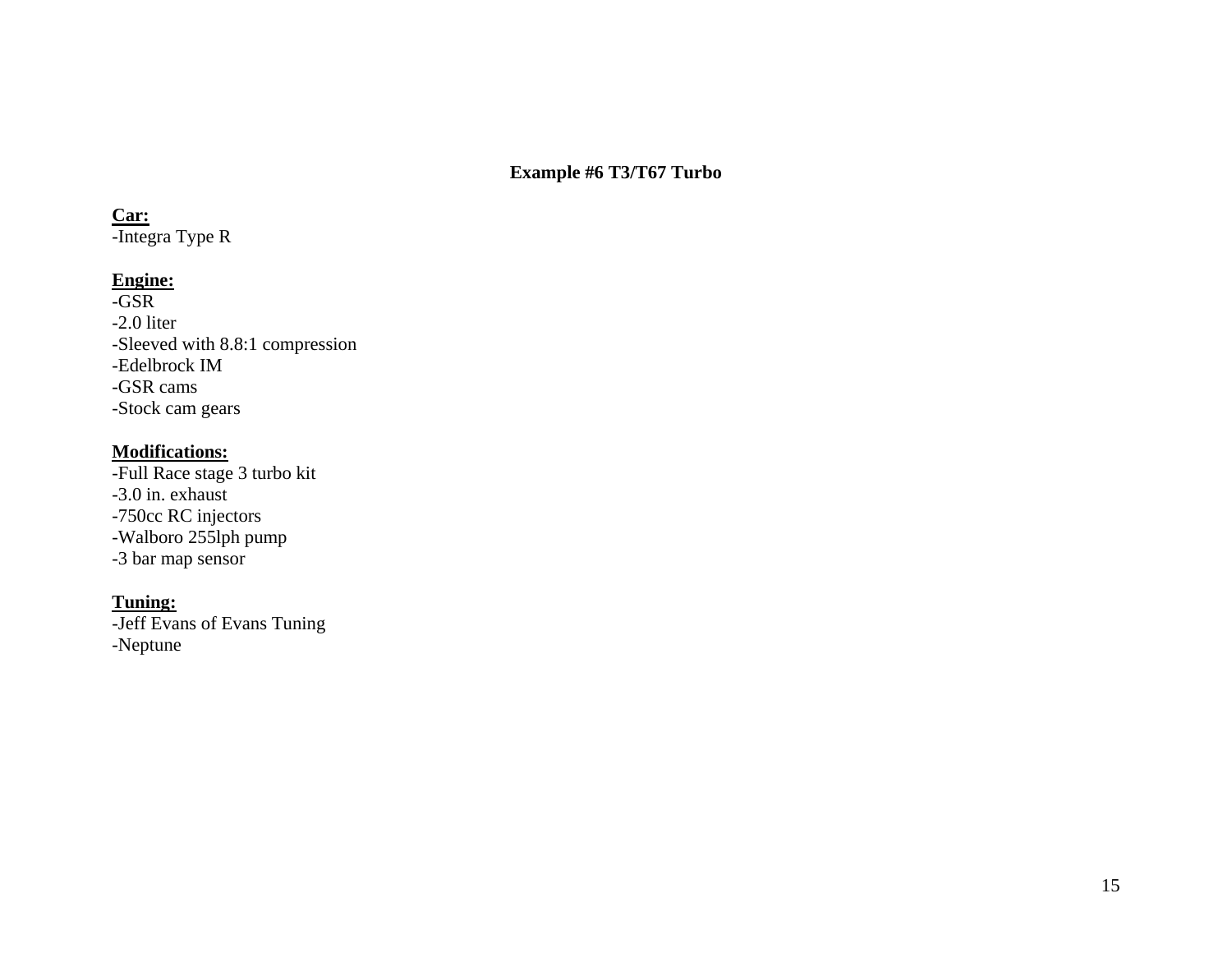## Example #6 T3/T67 Turbo

**Car:**

-Integra Type R

**Engine:**

-GSR
-2.0 liter
-Sleeved with 8.8:1 compression
-Edelbrock IM
-GSR cams
-Stock cam gears

**Modifications:**

-Full Race stage 3 turbo kit
-3.0 in. exhaust
-750cc RC injectors
-Walboro 255lph pump
-3 bar map sensor

**Tuning:**

-Jeff Evans of Evans Tuning
-Neptune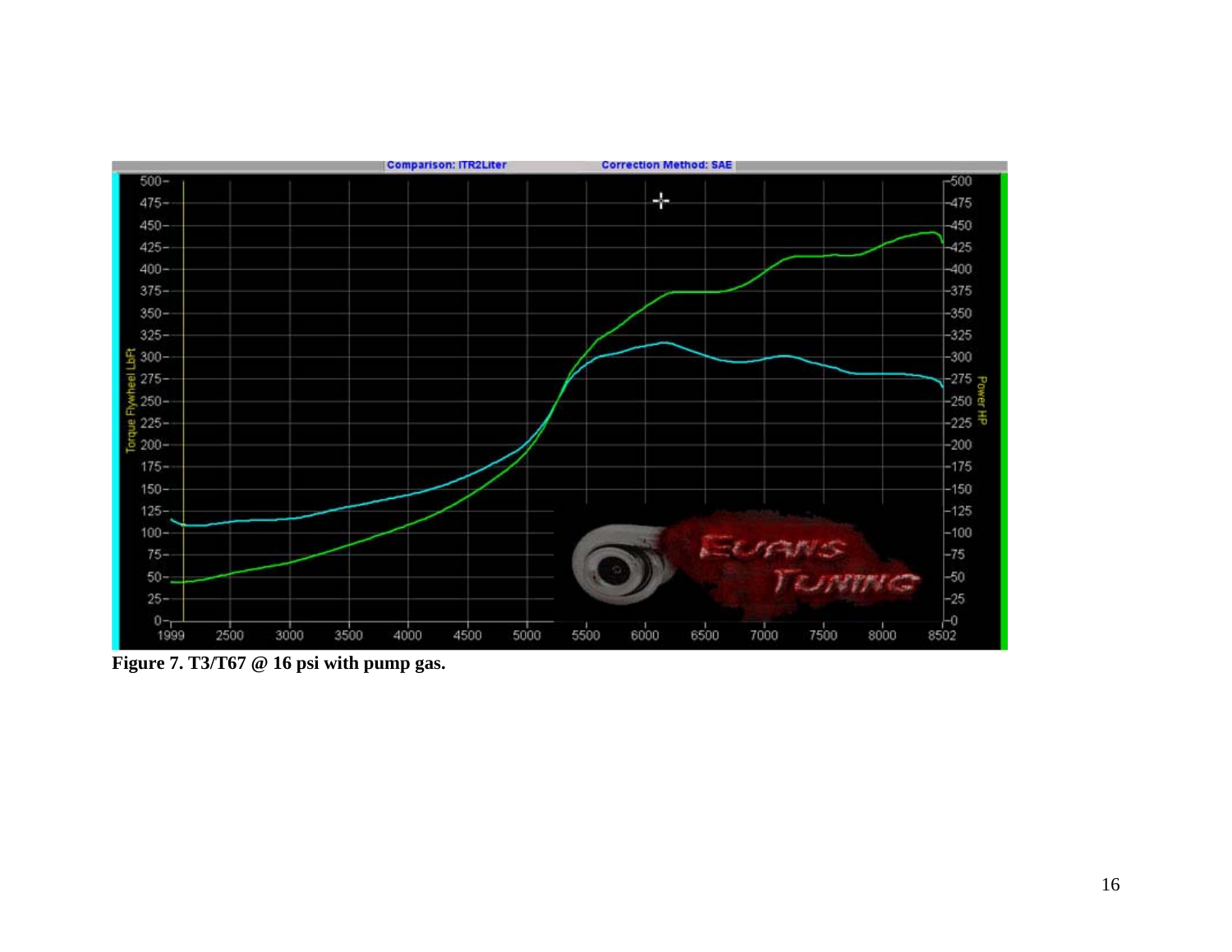Figure 7. T3/T67 @ 16 psi with pump gas.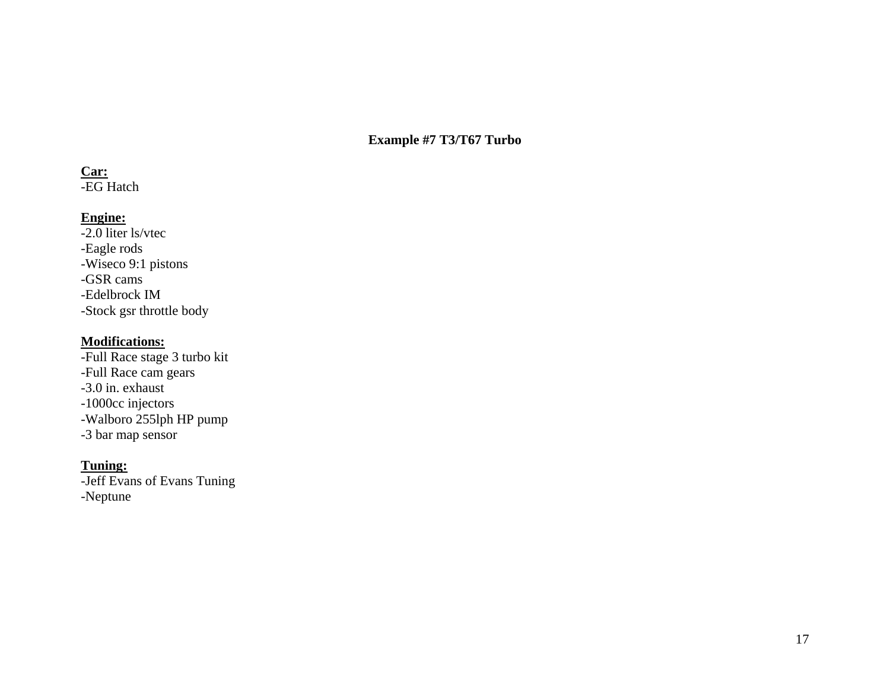## Example #7 T3/T67 Turbo

**Car:**
-EG Hatch

**Engine:**
-2.0 liter ls/vtec
-Eagle rods
-Wiseco 9:1 pistons
-GSR cams
-Edelbrock IM
-Stock gsr throttle body

**Modifications:**
-Full Race stage 3 turbo kit
-Full Race cam gears
-3.0 in. exhaust
-1000cc injectors
-Walboro 255lph HP pump
-3 bar map sensor

**Tuning:**
-Jeff Evans of Evans Tuning
-Neptune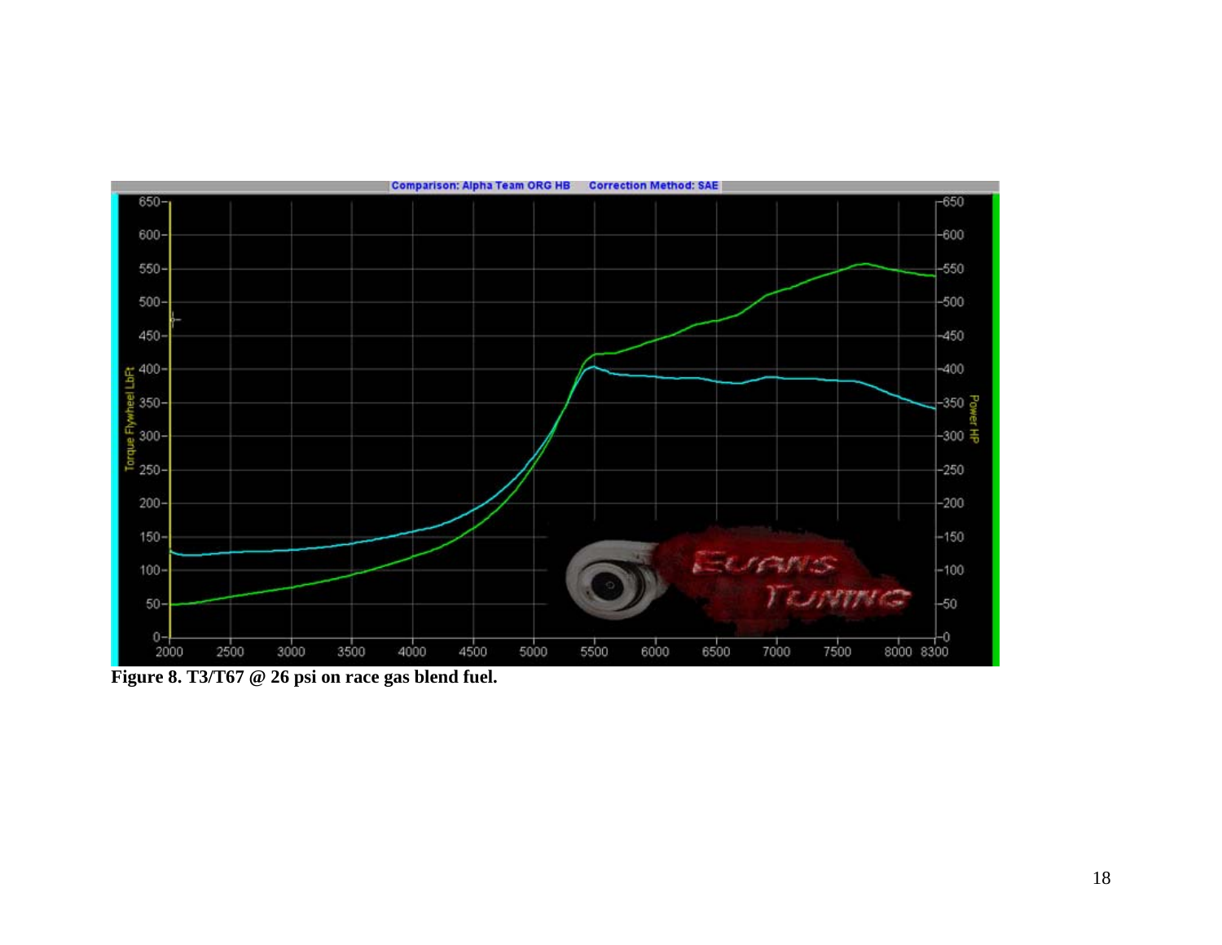**Figure 8. T3/T67 @ 26 psi on race gas blend fuel.**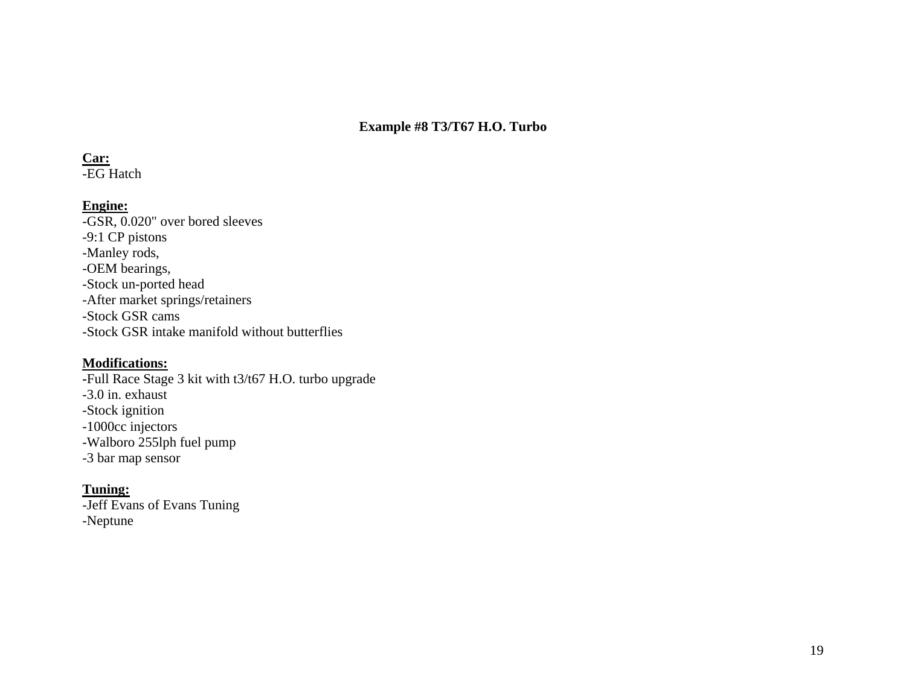## Example #8 T3/T67 H.O. Turbo

**Car:**

-EG Hatch

**Engine:**

-GSR, 0.020" over bored sleeves
-9:1 CP pistons
-Manley rods,
-OEM bearings,
-Stock un-ported head
-After market springs/retainers
-Stock GSR cams
-Stock GSR intake manifold without butterflies

**Modifications:**

-Full Race Stage 3 kit with t3/t67 H.O. turbo upgrade
-3.0 in. exhaust
-Stock ignition
-1000cc injectors
-Walboro 255lph fuel pump
-3 bar map sensor

**Tuning:**

-Jeff Evans of Evans Tuning
-Neptune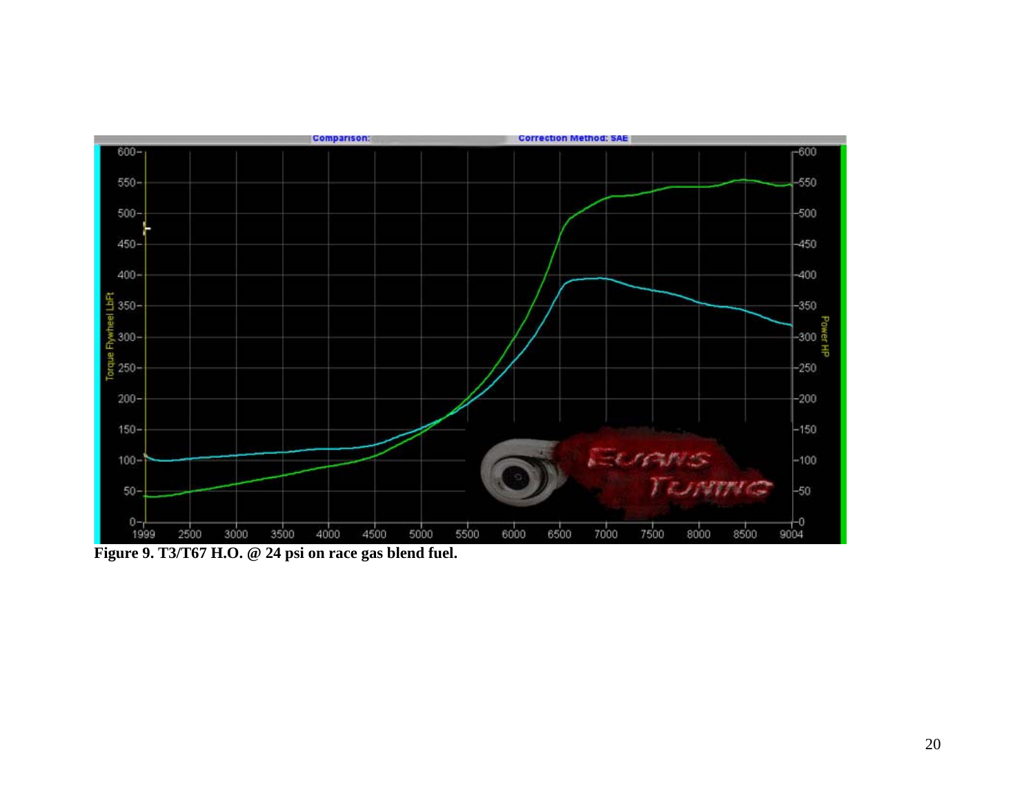**Figure 9. T3/T67 H.O. @ 24 psi on race gas blend fuel.**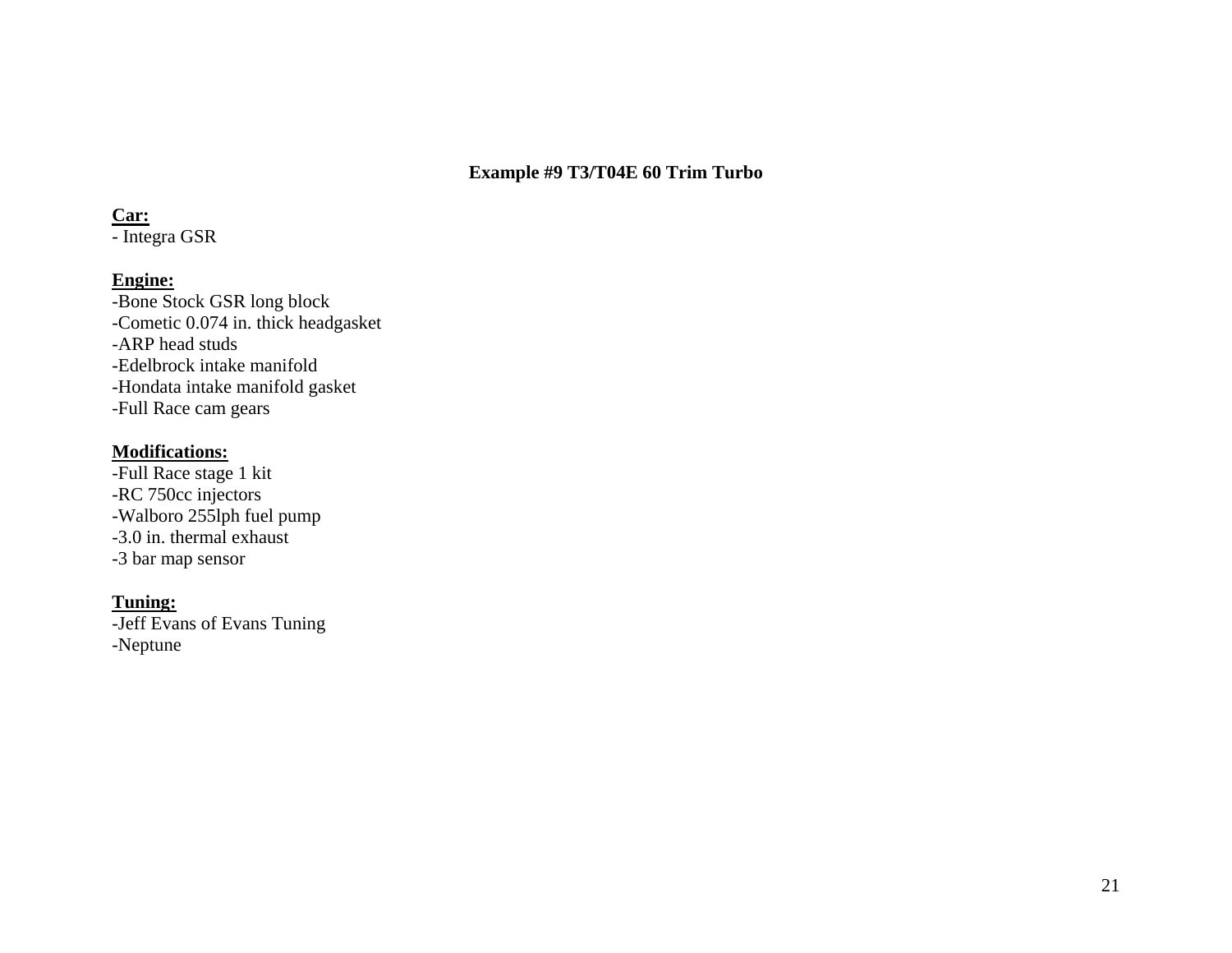## Example #9 T3/T04E 60 Trim Turbo

**Car:**

- Integra GSR

**Engine:**

-Bone Stock GSR long block
-Cometic 0.074 in. thick headgasket
-ARP head studs
-Edelbrock intake manifold
-Hondata intake manifold gasket
-Full Race cam gears

**Modifications:**

-Full Race stage 1 kit
-RC 750cc injectors
-Walboro 255lph fuel pump
-3.0 in. thermal exhaust
-3 bar map sensor

**Tuning:**

-Jeff Evans of Evans Tuning
-Neptune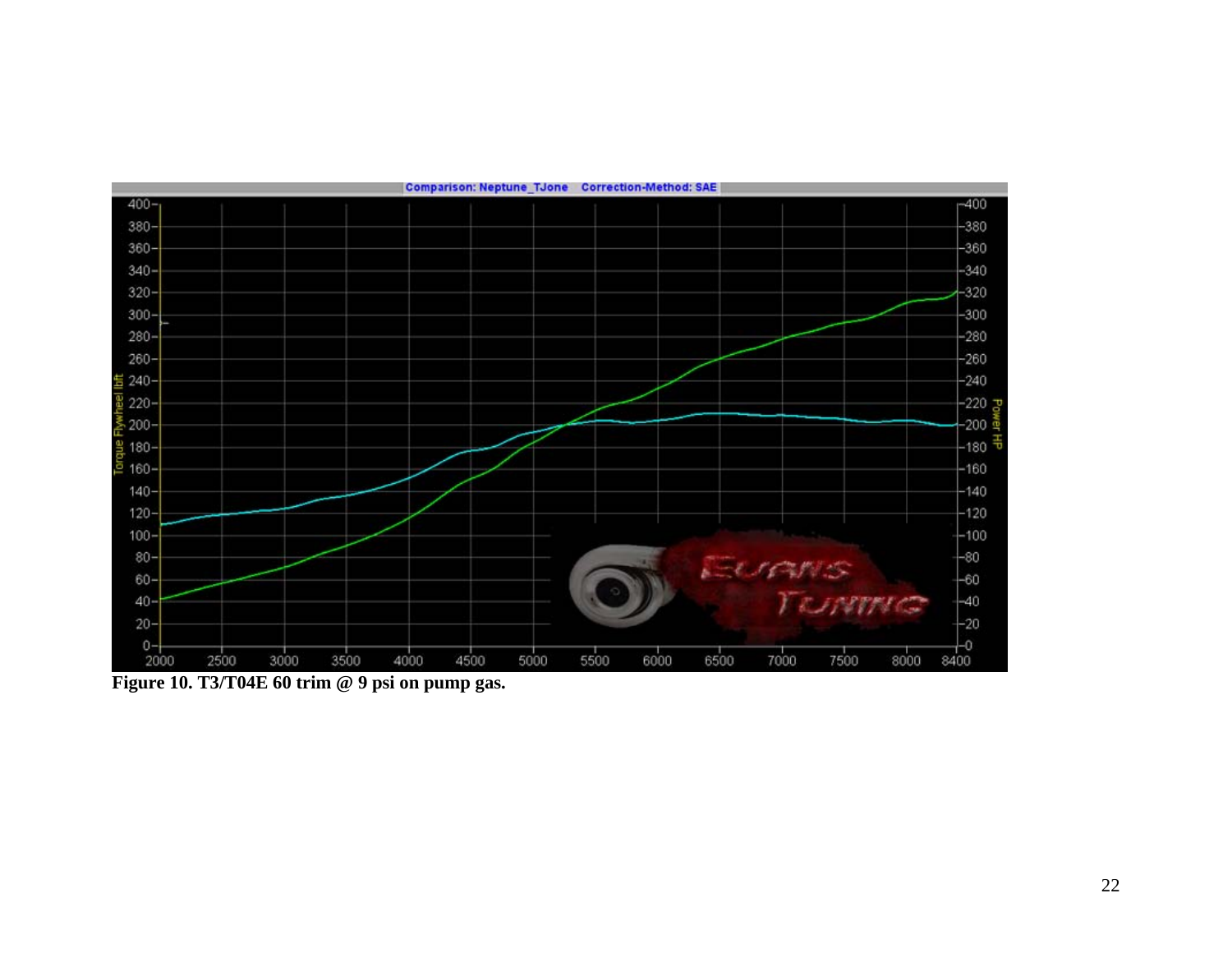**Figure 10. T3/T04E 60 trim @ 9 psi on pump gas.**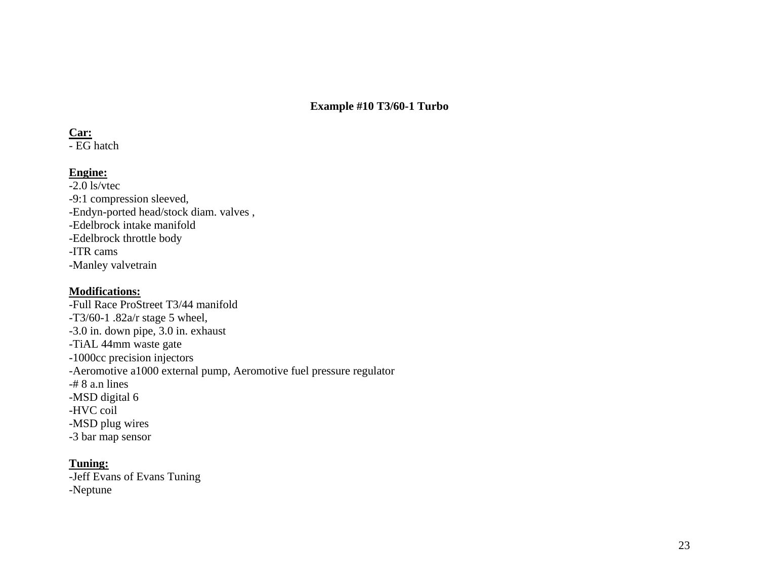## Example #10 T3/60-1 Turbo

**Car:**
- EG hatch

**Engine:**
-2.0 ls/vtec
-9:1 compression sleeved,
-Endyn-ported head/stock diam. valves ,
-Edelbrock intake manifold
-Edelbrock throttle body
-ITR cams
-Manley valvetrain

**Modifications:**
-Full Race ProStreet T3/44 manifold
-T3/60-1 .82a/r stage 5 wheel,
-3.0 in. down pipe, 3.0 in. exhaust
-TiAL 44mm waste gate
-1000cc precision injectors
-Aeromotive a1000 external pump, Aeromotive fuel pressure regulator
-# 8 a.n lines
-MSD digital 6
-HVC coil
-MSD plug wires
-3 bar map sensor

**Tuning:**
-Jeff Evans of Evans Tuning
-Neptune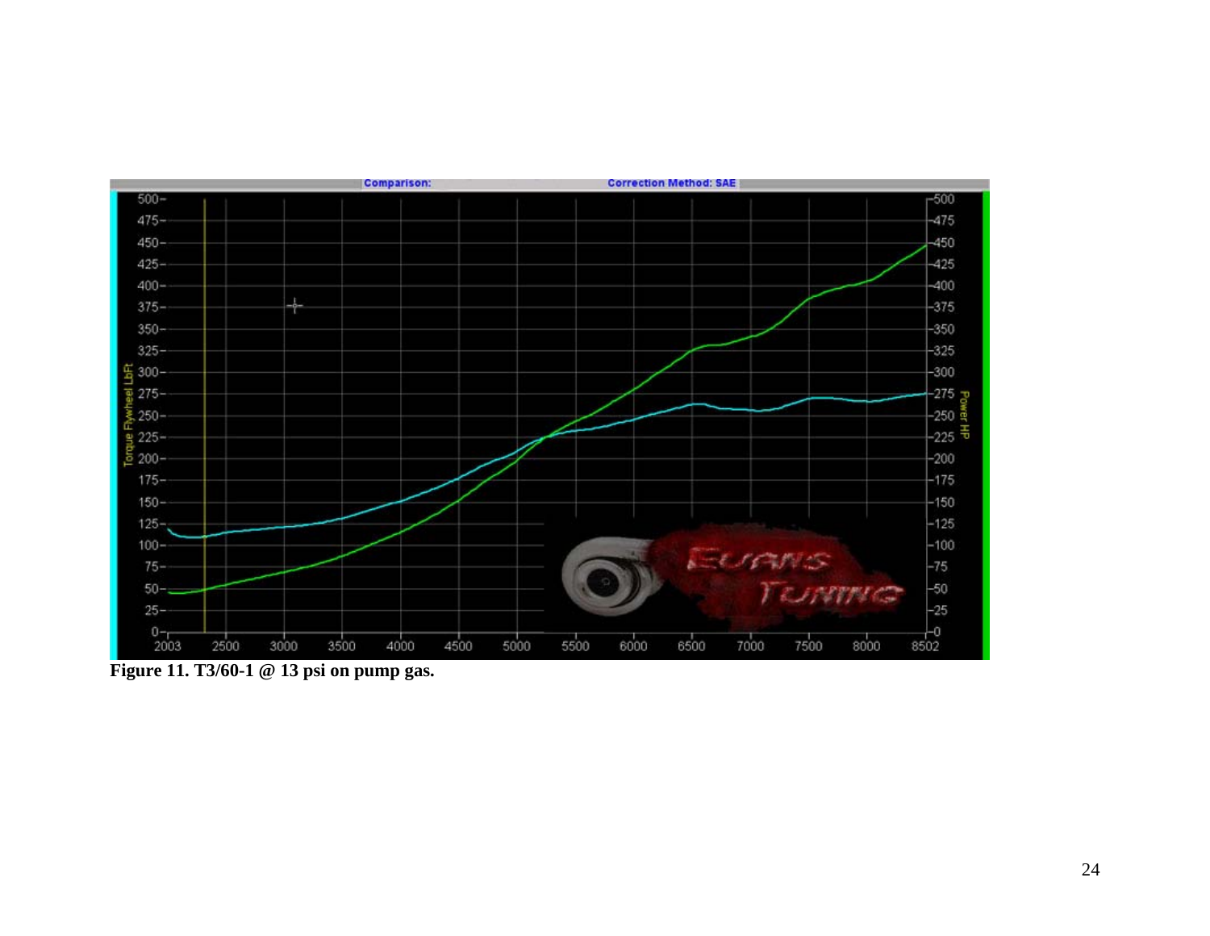**Figure 11. T3/60-1 @ 13 psi on pump gas.**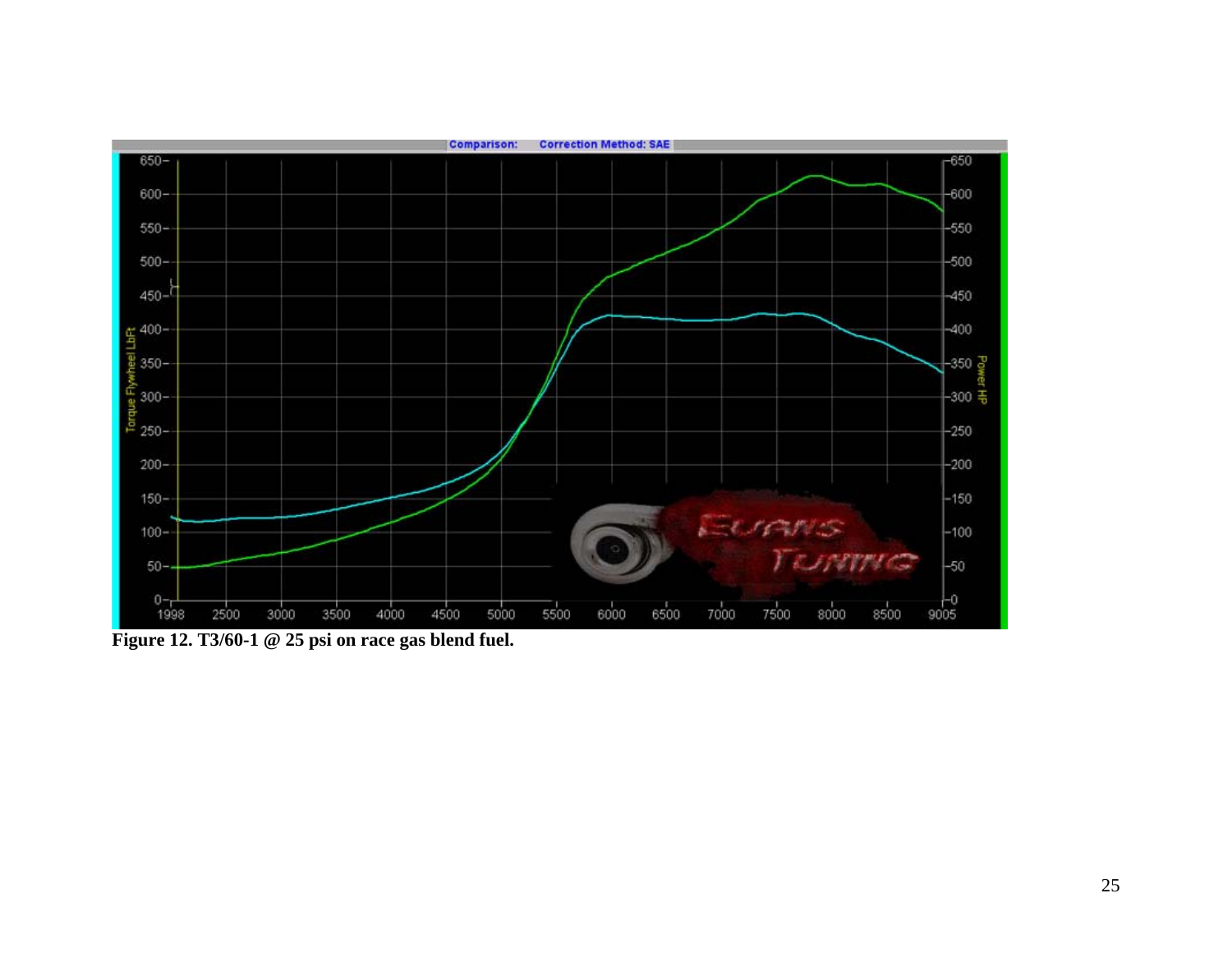Figure 12. T3/60-1 @ 25 psi on race gas blend fuel.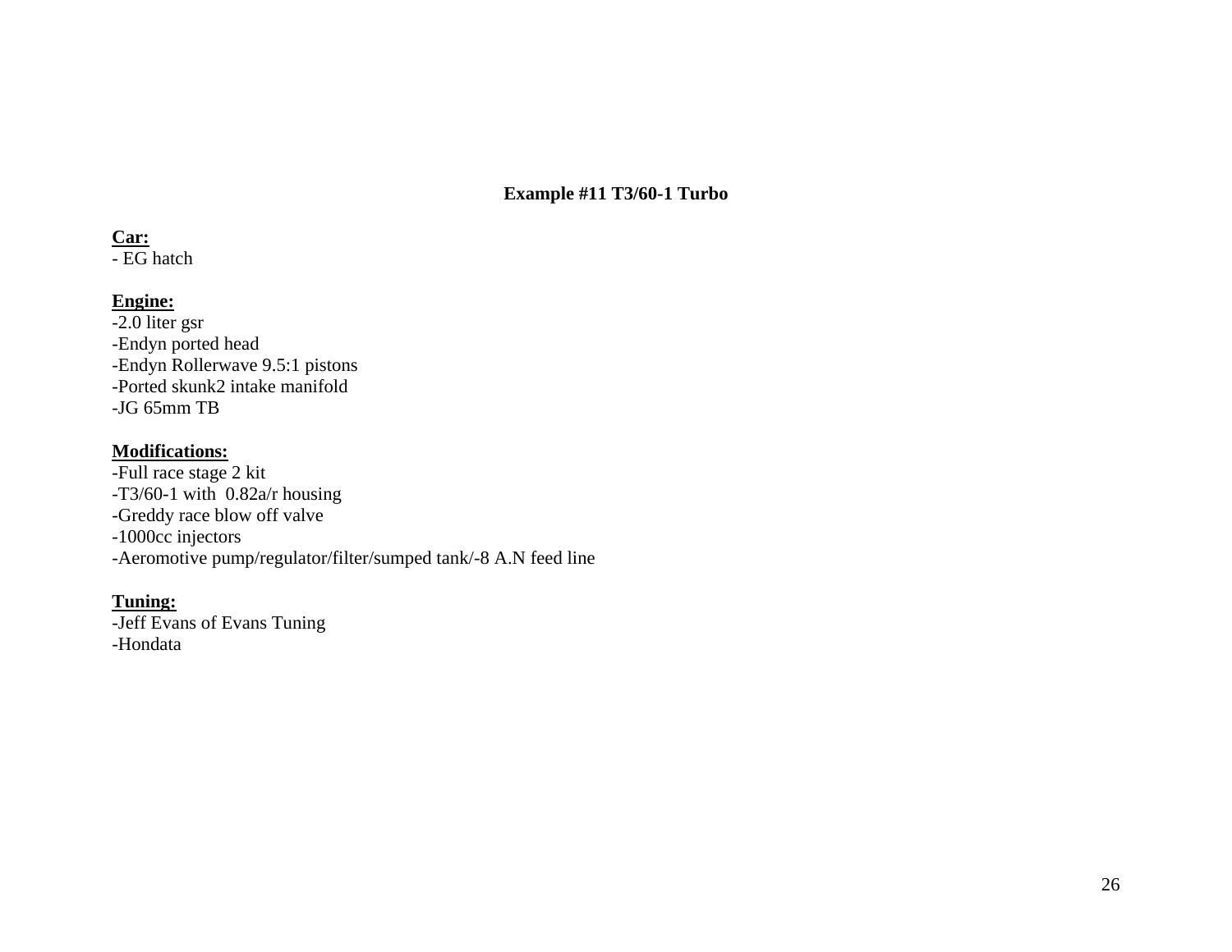## Example #11 T3/60-1 Turbo

**Car:**
- EG hatch

**Engine:**
-2.0 liter gsr
-Endyn ported head
-Endyn Rollerwave 9.5:1 pistons
-Ported skunk2 intake manifold
-JG 65mm TB

**Modifications:**
-Full race stage 2 kit
-T3/60-1 with 0.82a/r housing
-Greddy race blow off valve
-1000cc injectors
-Aeromotive pump/regulator/filter/sumped tank/-8 A.N feed line

**Tuning:**
-Jeff Evans of Evans Tuning
-Hondata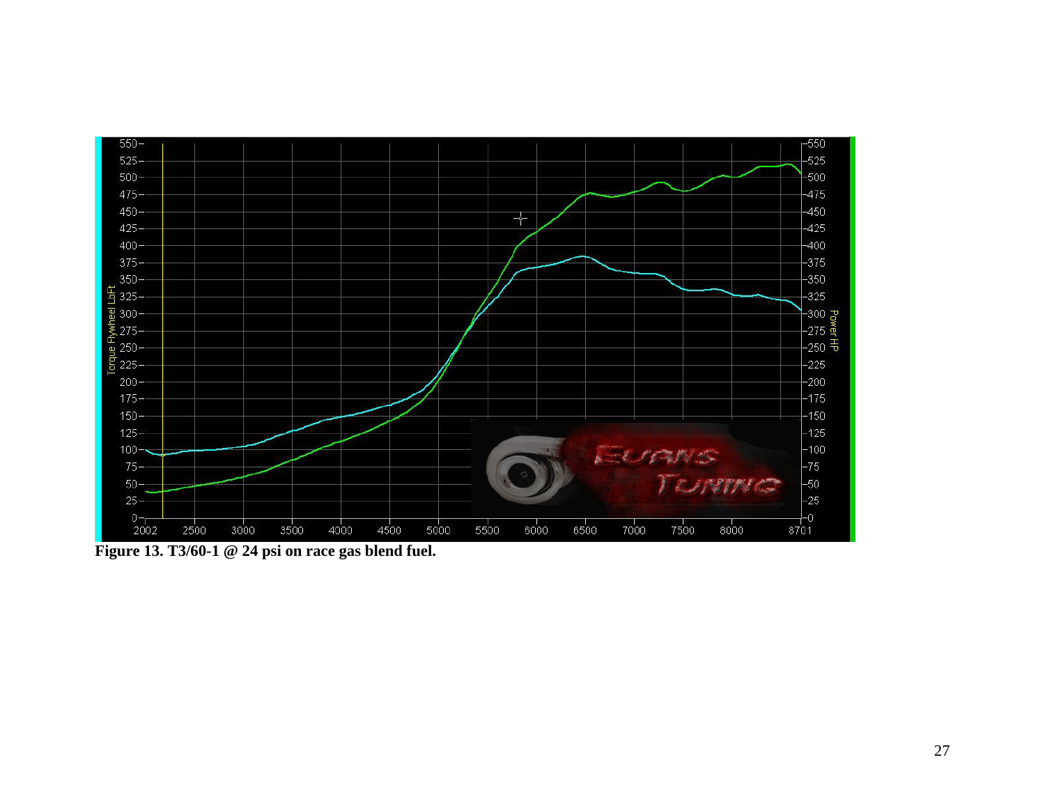**Figure 13. T3/60-1 @ 24 psi on race gas blend fuel.**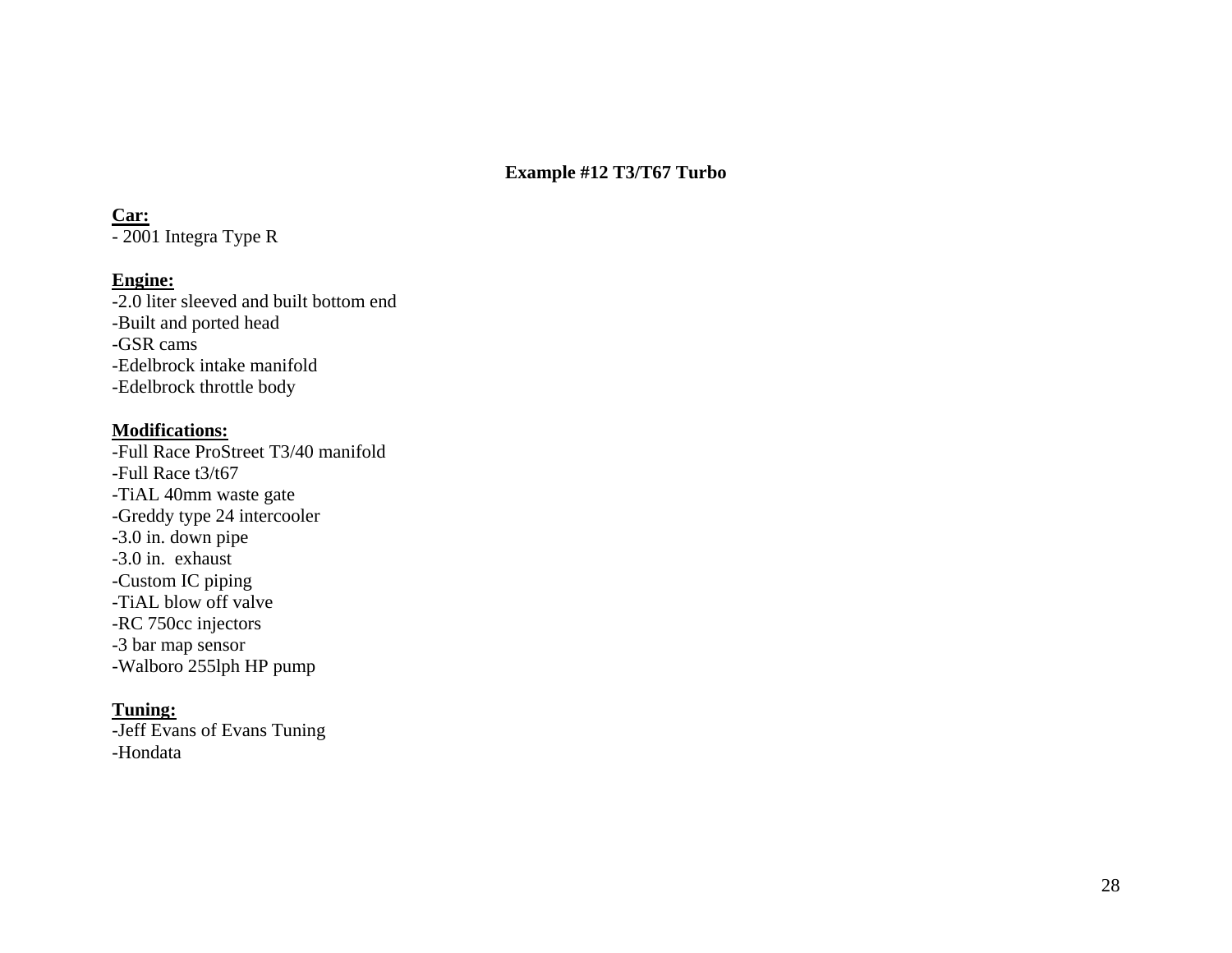## Example #12 T3/T67 Turbo

**Car:**

- 2001 Integra Type R

**Engine:**

-2.0 liter sleeved and built bottom end
-Built and ported head
-GSR cams
-Edelbrock intake manifold
-Edelbrock throttle body

**Modifications:**

-Full Race ProStreet T3/40 manifold
-Full Race t3/t67
-TiAL 40mm waste gate
-Greddy type 24 intercooler
-3.0 in. down pipe
-3.0 in. exhaust
-Custom IC piping
-TiAL blow off valve
-RC 750cc injectors
-3 bar map sensor
-Walboro 255lph HP pump

**Tuning:**

-Jeff Evans of Evans Tuning
-Hondata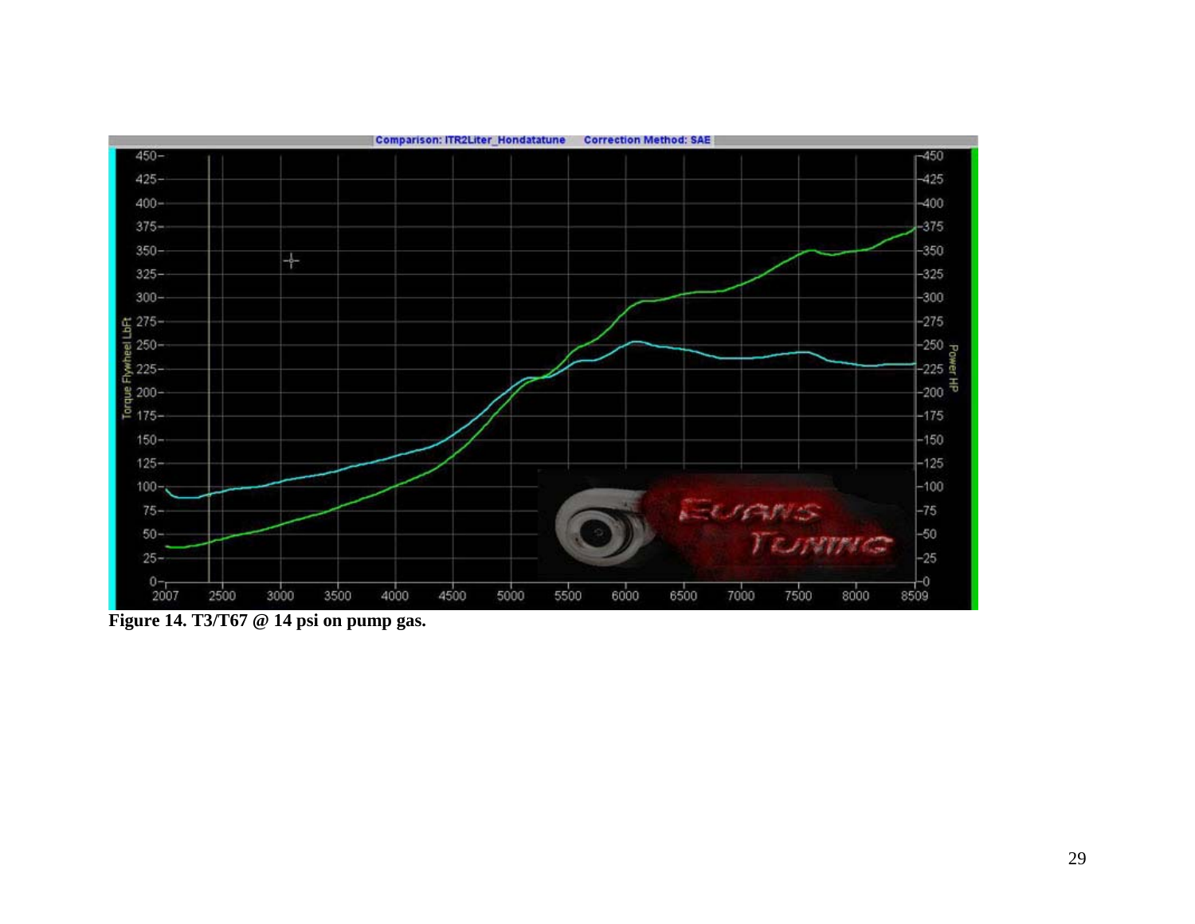Comparison: ITR2Liter_Hondatatune Correction Method: SAE

Torque Flywheel LbFt

Power HP

450
425
400
375
350
325
300
275
250
225
200
175
150
125
100
75
50
25
0

2007 2500 3000 3500 4000 4500 5000 5500 6000 6500 7000 7500 8000 8509

EVANS TUNING

**Figure 14. T3/T67 @ 14 psi on pump gas.**